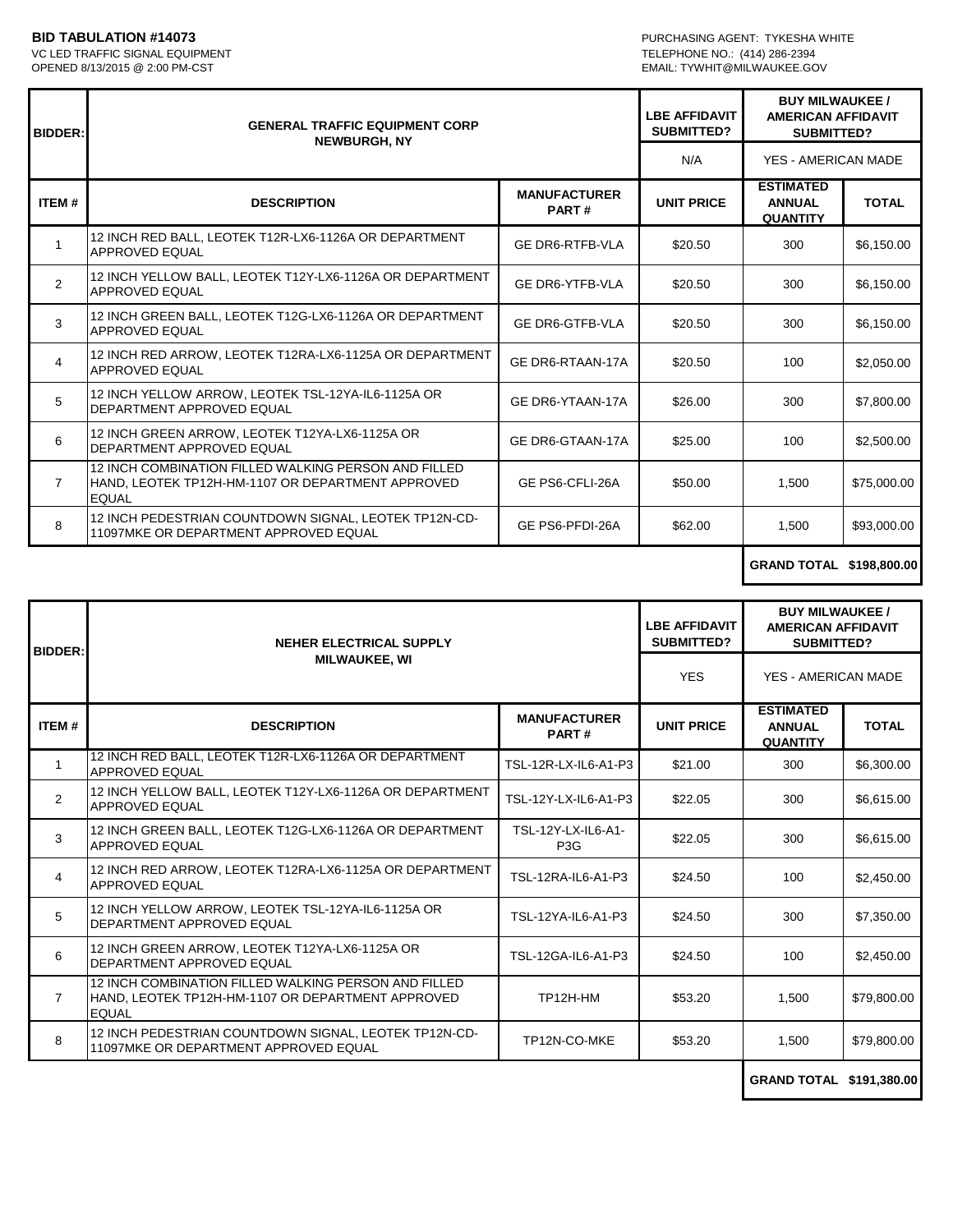**BID TABULATION #14073**
VC LED TRAFFIC SIGNAL EQUIPMENT
OPENED 8/13/2015 @ 2:00 PM-CST

PURCHASING AGENT: TYKESHA WHITE
TELEPHONE NO.: (414) 286-2394
EMAIL: TYWHIT@MILWAUKEE.GOV

| BIDDER: | GENERAL TRAFFIC EQUIPMENT CORP NEWBURGH, NY | | LBE AFFIDAVIT SUBMITTED? | BUY MILWAUKEE / AMERICAN AFFIDAVIT SUBMITTED? | |
|---|---|---|---|---|---|
| | | | N/A | YES - AMERICAN MADE | |
| ITEM # | DESCRIPTION | MANUFACTURER PART # | UNIT PRICE | ESTIMATED ANNUAL QUANTITY | TOTAL |
| 1 | 12 INCH RED BALL, LEOTEK T12R-LX6-1126A OR DEPARTMENT APPROVED EQUAL | GE DR6-RTFB-VLA | $20.50 | 300 | $6,150.00 |
| 2 | 12 INCH YELLOW BALL, LEOTEK T12Y-LX6-1126A OR DEPARTMENT APPROVED EQUAL | GE DR6-YTFB-VLA | $20.50 | 300 | $6,150.00 |
| 3 | 12 INCH GREEN BALL, LEOTEK T12G-LX6-1126A OR DEPARTMENT APPROVED EQUAL | GE DR6-GTFB-VLA | $20.50 | 300 | $6,150.00 |
| 4 | 12 INCH RED ARROW, LEOTEK T12RA-LX6-1125A OR DEPARTMENT APPROVED EQUAL | GE DR6-RTAAN-17A | $20.50 | 100 | $2,050.00 |
| 5 | 12 INCH YELLOW ARROW, LEOTEK TSL-12YA-IL6-1125A OR DEPARTMENT APPROVED EQUAL | GE DR6-YTAAN-17A | $26.00 | 300 | $7,800.00 |
| 6 | 12 INCH GREEN ARROW, LEOTEK T12YA-LX6-1125A OR DEPARTMENT APPROVED EQUAL | GE DR6-GTAAN-17A | $25.00 | 100 | $2,500.00 |
| 7 | 12 INCH COMBINATION FILLED WALKING PERSON AND FILLED HAND, LEOTEK TP12H-HM-1107 OR DEPARTMENT APPROVED EQUAL | GE PS6-CFLI-26A | $50.00 | 1,500 | $75,000.00 |
| 8 | 12 INCH PEDESTRIAN COUNTDOWN SIGNAL, LEOTEK TP12N-CD-11097MKE OR DEPARTMENT APPROVED EQUAL | GE PS6-PFDI-26A | $62.00 | 1,500 | $93,000.00 |
| | | | | GRAND TOTAL | $198,800.00 |

| BIDDER: | NEHER ELECTRICAL SUPPLY MILWAUKEE, WI | | LBE AFFIDAVIT SUBMITTED? | BUY MILWAUKEE / AMERICAN AFFIDAVIT SUBMITTED? | |
|---|---|---|---|---|---|
| | | | YES | YES - AMERICAN MADE | |
| ITEM # | DESCRIPTION | MANUFACTURER PART # | UNIT PRICE | ESTIMATED ANNUAL QUANTITY | TOTAL |
| 1 | 12 INCH RED BALL, LEOTEK T12R-LX6-1126A OR DEPARTMENT APPROVED EQUAL | TSL-12R-LX-IL6-A1-P3 | $21.00 | 300 | $6,300.00 |
| 2 | 12 INCH YELLOW BALL, LEOTEK T12Y-LX6-1126A OR DEPARTMENT APPROVED EQUAL | TSL-12Y-LX-IL6-A1-P3 | $22.05 | 300 | $6,615.00 |
| 3 | 12 INCH GREEN BALL, LEOTEK T12G-LX6-1126A OR DEPARTMENT APPROVED EQUAL | TSL-12Y-LX-IL6-A1-P3G | $22.05 | 300 | $6,615.00 |
| 4 | 12 INCH RED ARROW, LEOTEK T12RA-LX6-1125A OR DEPARTMENT APPROVED EQUAL | TSL-12RA-IL6-A1-P3 | $24.50 | 100 | $2,450.00 |
| 5 | 12 INCH YELLOW ARROW, LEOTEK TSL-12YA-IL6-1125A OR DEPARTMENT APPROVED EQUAL | TSL-12YA-IL6-A1-P3 | $24.50 | 300 | $7,350.00 |
| 6 | 12 INCH GREEN ARROW, LEOTEK T12YA-LX6-1125A OR DEPARTMENT APPROVED EQUAL | TSL-12GA-IL6-A1-P3 | $24.50 | 100 | $2,450.00 |
| 7 | 12 INCH COMBINATION FILLED WALKING PERSON AND FILLED HAND, LEOTEK TP12H-HM-1107 OR DEPARTMENT APPROVED EQUAL | TP12H-HM | $53.20 | 1,500 | $79,800.00 |
| 8 | 12 INCH PEDESTRIAN COUNTDOWN SIGNAL, LEOTEK TP12N-CD-11097MKE OR DEPARTMENT APPROVED EQUAL | TP12N-CO-MKE | $53.20 | 1,500 | $79,800.00 |
| | | | | GRAND TOTAL | $191,380.00 |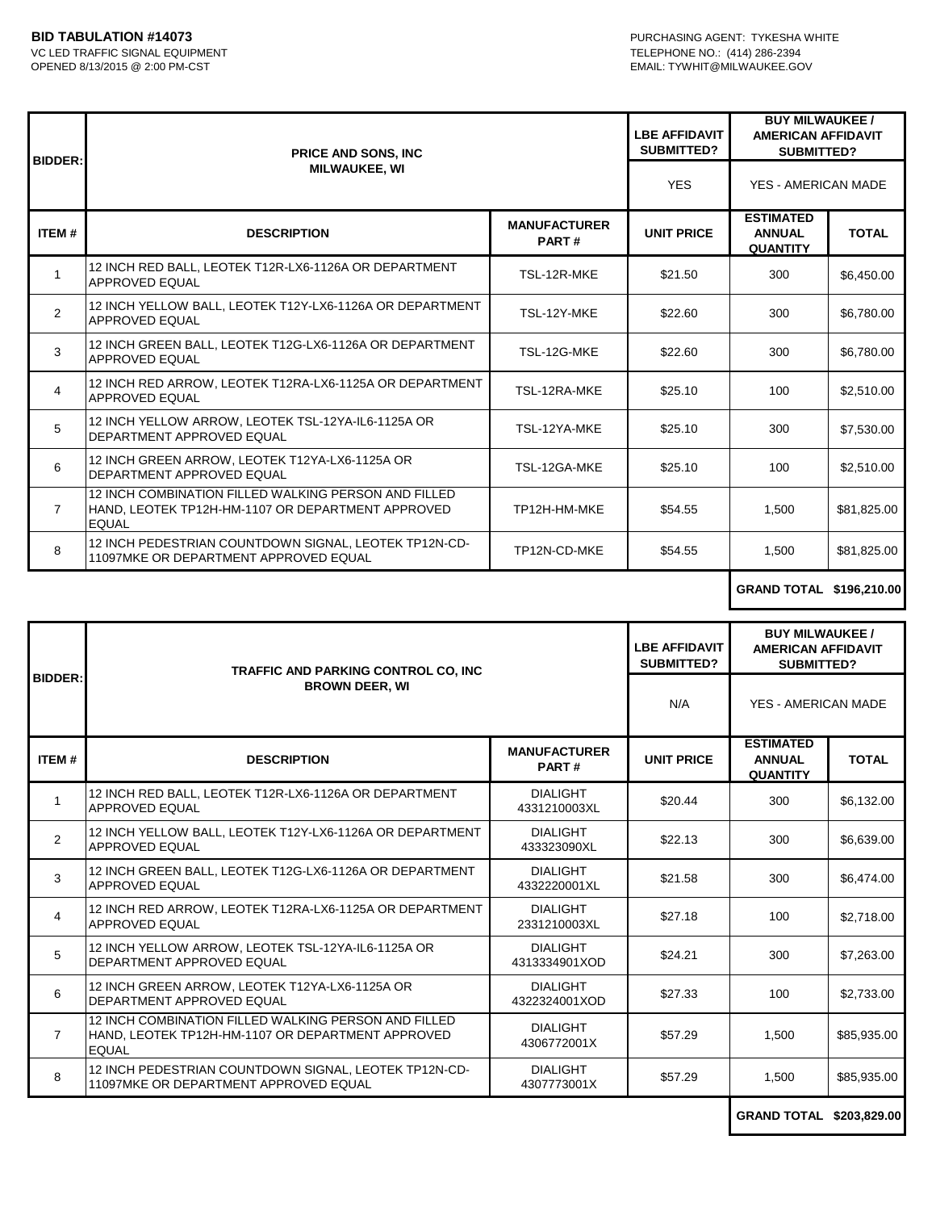**BID TABULATION #14073**
VC LED TRAFFIC SIGNAL EQUIPMENT
OPENED 8/13/2015 @ 2:00 PM-CST

PURCHASING AGENT: TYKESHA WHITE
TELEPHONE NO.: (414) 286-2394
EMAIL: TYWHIT@MILWAUKEE.GOV

| BIDDER: | PRICE AND SONS, INC MILWAUKEE, WI | | LBE AFFIDAVIT SUBMITTED? | BUY MILWAUKEE / AMERICAN AFFIDAVIT SUBMITTED? | |
|---|---|---|---|---|---|
| | | | YES | YES - AMERICAN MADE | |
| ITEM # | DESCRIPTION | MANUFACTURER PART # | UNIT PRICE | ESTIMATED ANNUAL QUANTITY | TOTAL |
| 1 | 12 INCH RED BALL, LEOTEK T12R-LX6-1126A OR DEPARTMENT APPROVED EQUAL | TSL-12R-MKE | $21.50 | 300 | $6,450.00 |
| 2 | 12 INCH YELLOW BALL, LEOTEK T12Y-LX6-1126A OR DEPARTMENT APPROVED EQUAL | TSL-12Y-MKE | $22.60 | 300 | $6,780.00 |
| 3 | 12 INCH GREEN BALL, LEOTEK T12G-LX6-1126A OR DEPARTMENT APPROVED EQUAL | TSL-12G-MKE | $22.60 | 300 | $6,780.00 |
| 4 | 12 INCH RED ARROW, LEOTEK T12RA-LX6-1125A OR DEPARTMENT APPROVED EQUAL | TSL-12RA-MKE | $25.10 | 100 | $2,510.00 |
| 5 | 12 INCH YELLOW ARROW, LEOTEK TSL-12YA-IL6-1125A OR DEPARTMENT APPROVED EQUAL | TSL-12YA-MKE | $25.10 | 300 | $7,530.00 |
| 6 | 12 INCH GREEN ARROW, LEOTEK T12YA-LX6-1125A OR DEPARTMENT APPROVED EQUAL | TSL-12GA-MKE | $25.10 | 100 | $2,510.00 |
| 7 | 12 INCH COMBINATION FILLED WALKING PERSON AND FILLED HAND, LEOTEK TP12H-HM-1107 OR DEPARTMENT APPROVED EQUAL | TP12H-HM-MKE | $54.55 | 1,500 | $81,825.00 |
| 8 | 12 INCH PEDESTRIAN COUNTDOWN SIGNAL, LEOTEK TP12N-CD-11097MKE OR DEPARTMENT APPROVED EQUAL | TP12N-CD-MKE | $54.55 | 1,500 | $81,825.00 |
| | | | | GRAND TOTAL | $196,210.00 |

| BIDDER: | TRAFFIC AND PARKING CONTROL CO, INC BROWN DEER, WI | | LBE AFFIDAVIT SUBMITTED? | BUY MILWAUKEE / AMERICAN AFFIDAVIT SUBMITTED? | |
|---|---|---|---|---|---|
| | | | N/A | YES - AMERICAN MADE | |
| ITEM # | DESCRIPTION | MANUFACTURER PART # | UNIT PRICE | ESTIMATED ANNUAL QUANTITY | TOTAL |
| 1 | 12 INCH RED BALL, LEOTEK T12R-LX6-1126A OR DEPARTMENT APPROVED EQUAL | DIALIGHT 4331210003XL | $20.44 | 300 | $6,132.00 |
| 2 | 12 INCH YELLOW BALL, LEOTEK T12Y-LX6-1126A OR DEPARTMENT APPROVED EQUAL | DIALIGHT 433323090XL | $22.13 | 300 | $6,639.00 |
| 3 | 12 INCH GREEN BALL, LEOTEK T12G-LX6-1126A OR DEPARTMENT APPROVED EQUAL | DIALIGHT 4332220001XL | $21.58 | 300 | $6,474.00 |
| 4 | 12 INCH RED ARROW, LEOTEK T12RA-LX6-1125A OR DEPARTMENT APPROVED EQUAL | DIALIGHT 2331210003XL | $27.18 | 100 | $2,718.00 |
| 5 | 12 INCH YELLOW ARROW, LEOTEK TSL-12YA-IL6-1125A OR DEPARTMENT APPROVED EQUAL | DIALIGHT 4313334901XOD | $24.21 | 300 | $7,263.00 |
| 6 | 12 INCH GREEN ARROW, LEOTEK T12YA-LX6-1125A OR DEPARTMENT APPROVED EQUAL | DIALIGHT 4322324001XOD | $27.33 | 100 | $2,733.00 |
| 7 | 12 INCH COMBINATION FILLED WALKING PERSON AND FILLED HAND, LEOTEK TP12H-HM-1107 OR DEPARTMENT APPROVED EQUAL | DIALIGHT 4306772001X | $57.29 | 1,500 | $85,935.00 |
| 8 | 12 INCH PEDESTRIAN COUNTDOWN SIGNAL, LEOTEK TP12N-CD-11097MKE OR DEPARTMENT APPROVED EQUAL | DIALIGHT 4307773001X | $57.29 | 1,500 | $85,935.00 |
| | | | | GRAND TOTAL | $203,829.00 |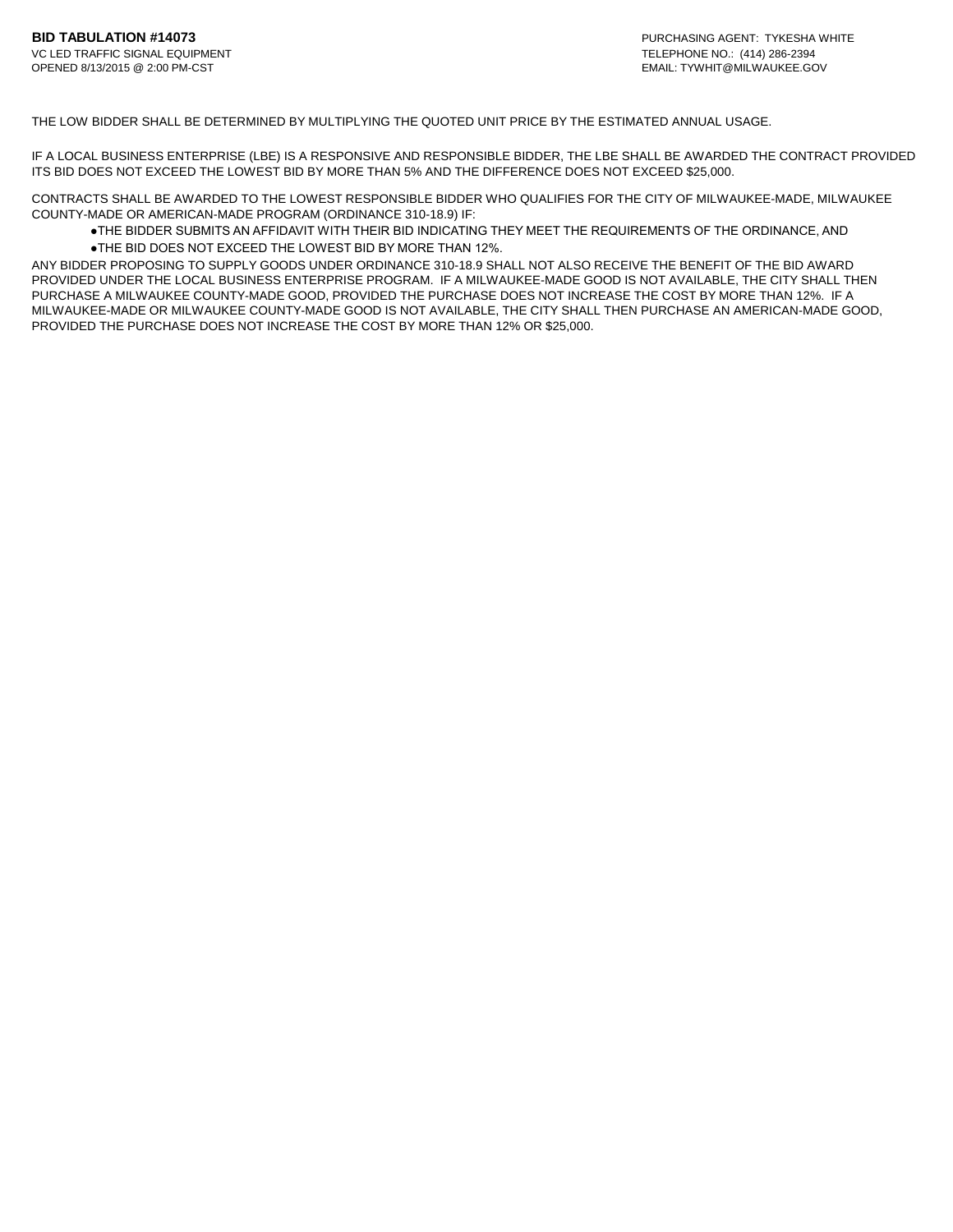**BID TABULATION #14073**
VC LED TRAFFIC SIGNAL EQUIPMENT
OPENED 8/13/2015 @ 2:00 PM-CST

PURCHASING AGENT: TYKESHA WHITE
TELEPHONE NO.: (414) 286-2394
EMAIL: TYWHIT@MILWAUKEE.GOV

THE LOW BIDDER SHALL BE DETERMINED BY MULTIPLYING THE QUOTED UNIT PRICE BY THE ESTIMATED ANNUAL USAGE.

IF A LOCAL BUSINESS ENTERPRISE (LBE) IS A RESPONSIVE AND RESPONSIBLE BIDDER, THE LBE SHALL BE AWARDED THE CONTRACT PROVIDED ITS BID DOES NOT EXCEED THE LOWEST BID BY MORE THAN 5% AND THE DIFFERENCE DOES NOT EXCEED $25,000.

CONTRACTS SHALL BE AWARDED TO THE LOWEST RESPONSIBLE BIDDER WHO QUALIFIES FOR THE CITY OF MILWAUKEE-MADE, MILWAUKEE COUNTY-MADE OR AMERICAN-MADE PROGRAM (ORDINANCE 310-18.9) IF:

- THE BIDDER SUBMITS AN AFFIDAVIT WITH THEIR BID INDICATING THEY MEET THE REQUIREMENTS OF THE ORDINANCE, AND
- THE BID DOES NOT EXCEED THE LOWEST BID BY MORE THAN 12%.

ANY BIDDER PROPOSING TO SUPPLY GOODS UNDER ORDINANCE 310-18.9 SHALL NOT ALSO RECEIVE THE BENEFIT OF THE BID AWARD PROVIDED UNDER THE LOCAL BUSINESS ENTERPRISE PROGRAM. IF A MILWAUKEE-MADE GOOD IS NOT AVAILABLE, THE CITY SHALL THEN PURCHASE A MILWAUKEE COUNTY-MADE GOOD, PROVIDED THE PURCHASE DOES NOT INCREASE THE COST BY MORE THAN 12%. IF A MILWAUKEE-MADE OR MILWAUKEE COUNTY-MADE GOOD IS NOT AVAILABLE, THE CITY SHALL THEN PURCHASE AN AMERICAN-MADE GOOD, PROVIDED THE PURCHASE DOES NOT INCREASE THE COST BY MORE THAN 12% OR $25,000.